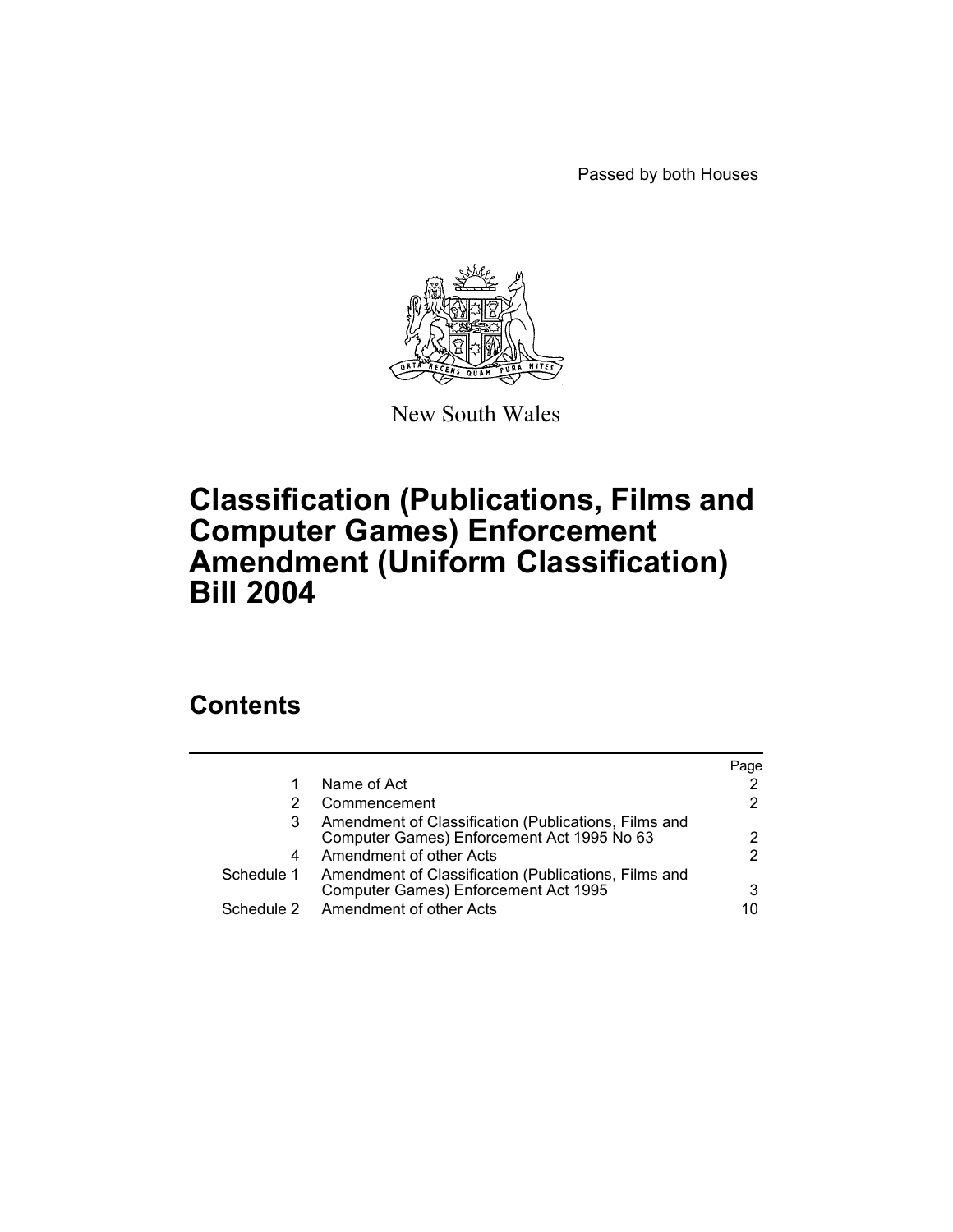Passed by both Houses

New South Wales

# Classification (Publications, Films and Computer Games) Enforcement Amendment (Uniform Classification) Bill 2004

## Contents

| | | Page |
|---|---|---|
| 1 | Name of Act | 2 |
| 2 | Commencement | 2 |
| 3 | Amendment of Classification (Publications, Films and Computer Games) Enforcement Act 1995 No 63 | 2 |
| 4 | Amendment of other Acts | 2 |
| Schedule 1 | Amendment of Classification (Publications, Films and Computer Games) Enforcement Act 1995 | 3 |
| Schedule 2 | Amendment of other Acts | 10 |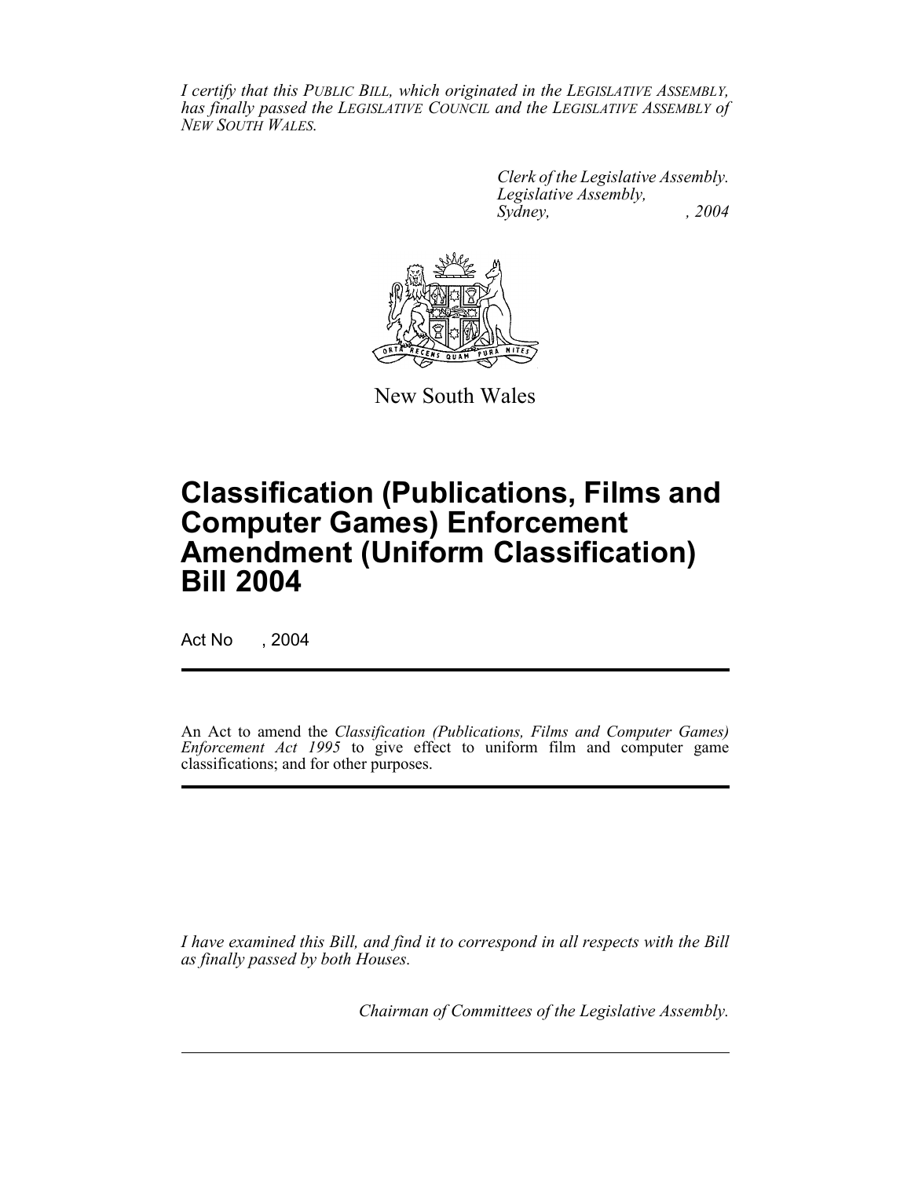*I certify that this PUBLIC BILL, which originated in the LEGISLATIVE ASSEMBLY, has finally passed the LEGISLATIVE COUNCIL and the LEGISLATIVE ASSEMBLY of NEW SOUTH WALES.*

*Clerk of the Legislative Assembly.*
*Legislative Assembly,*
*Sydney, , 2004*

New South Wales

# Classification (Publications, Films and Computer Games) Enforcement Amendment (Uniform Classification) Bill 2004

Act No , 2004

An Act to amend the *Classification (Publications, Films and Computer Games) Enforcement Act 1995* to give effect to uniform film and computer game classifications; and for other purposes.

*I have examined this Bill, and find it to correspond in all respects with the Bill as finally passed by both Houses.*

*Chairman of Committees of the Legislative Assembly.*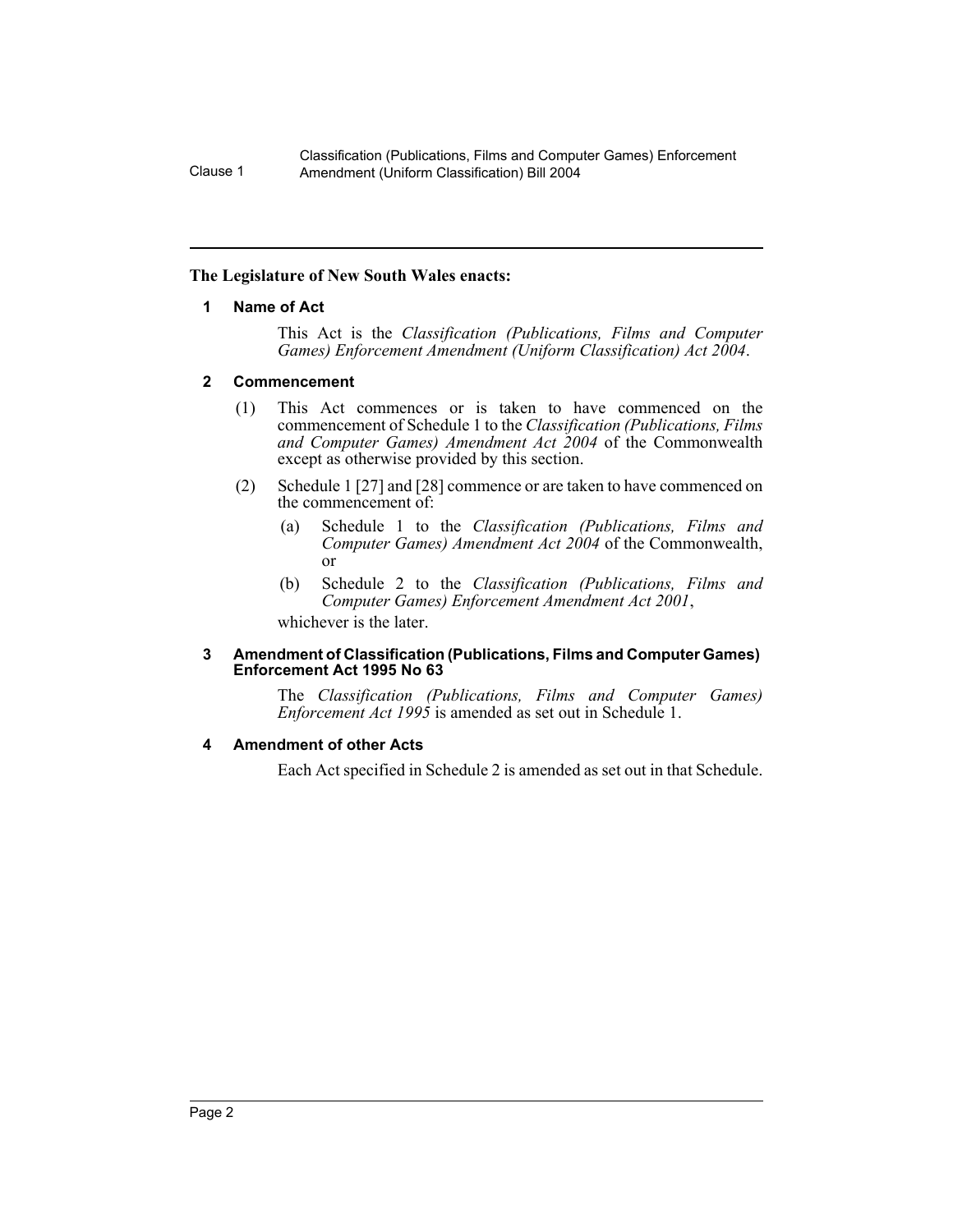**The Legislature of New South Wales enacts:**

## 1 Name of Act

This Act is the *Classification (Publications, Films and Computer Games) Enforcement Amendment (Uniform Classification) Act 2004*.

## 2 Commencement

(1) This Act commences or is taken to have commenced on the commencement of Schedule 1 to the *Classification (Publications, Films and Computer Games) Amendment Act 2004* of the Commonwealth except as otherwise provided by this section.

(2) Schedule 1 [27] and [28] commence or are taken to have commenced on the commencement of:

(a) Schedule 1 to the *Classification (Publications, Films and Computer Games) Amendment Act 2004* of the Commonwealth, or

(b) Schedule 2 to the *Classification (Publications, Films and Computer Games) Enforcement Amendment Act 2001*,

whichever is the later.

## 3 Amendment of Classification (Publications, Films and Computer Games) Enforcement Act 1995 No 63

The *Classification (Publications, Films and Computer Games) Enforcement Act 1995* is amended as set out in Schedule 1.

## 4 Amendment of other Acts

Each Act specified in Schedule 2 is amended as set out in that Schedule.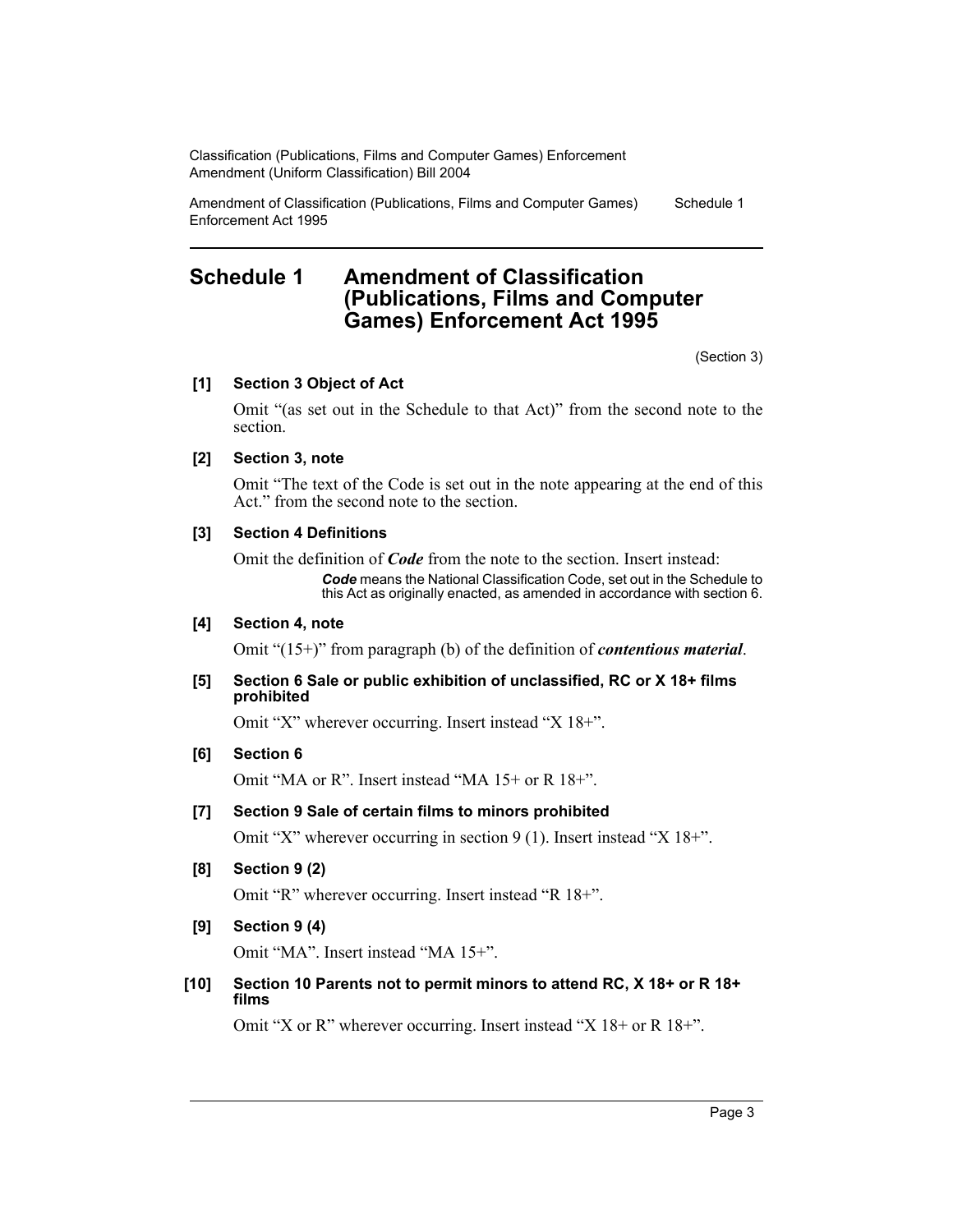# Schedule 1 Amendment of Classification (Publications, Films and Computer Games) Enforcement Act 1995

(Section 3)

**[1] Section 3 Object of Act**

Omit "(as set out in the Schedule to that Act)" from the second note to the section.

**[2] Section 3, note**

Omit "The text of the Code is set out in the note appearing at the end of this Act." from the second note to the section.

**[3] Section 4 Definitions**

Omit the definition of ***Code*** from the note to the section. Insert instead:

> ***Code*** means the National Classification Code, set out in the Schedule to this Act as originally enacted, as amended in accordance with section 6.

**[4] Section 4, note**

Omit "(15+)" from paragraph (b) of the definition of ***contentious material***.

**[5] Section 6 Sale or public exhibition of unclassified, RC or X 18+ films prohibited**

Omit "X" wherever occurring. Insert instead "X 18+".

**[6] Section 6**

Omit "MA or R". Insert instead "MA 15+ or R 18+".

**[7] Section 9 Sale of certain films to minors prohibited**

Omit "X" wherever occurring in section 9 (1). Insert instead "X 18+".

**[8] Section 9 (2)**

Omit "R" wherever occurring. Insert instead "R 18+".

**[9] Section 9 (4)**

Omit "MA". Insert instead "MA 15+".

**[10] Section 10 Parents not to permit minors to attend RC, X 18+ or R 18+ films**

Omit "X or R" wherever occurring. Insert instead "X 18+ or R 18+".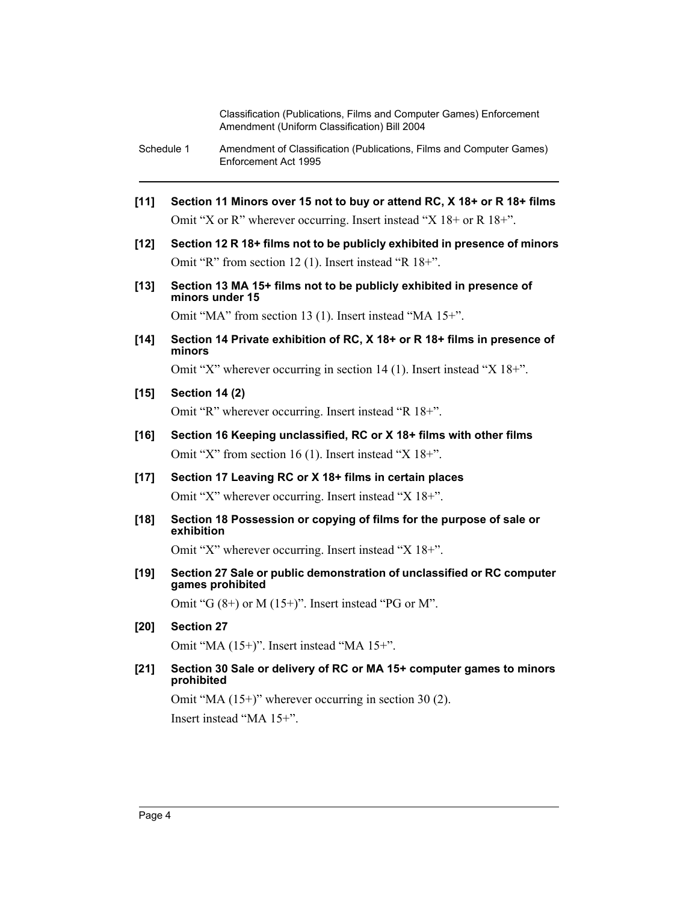**[11] Section 11 Minors over 15 not to buy or attend RC, X 18+ or R 18+ films**

Omit "X or R" wherever occurring. Insert instead "X 18+ or R 18+".

**[12] Section 12 R 18+ films not to be publicly exhibited in presence of minors**

Omit "R" from section 12 (1). Insert instead "R 18+".

**[13] Section 13 MA 15+ films not to be publicly exhibited in presence of minors under 15**

Omit "MA" from section 13 (1). Insert instead "MA 15+".

**[14] Section 14 Private exhibition of RC, X 18+ or R 18+ films in presence of minors**

Omit "X" wherever occurring in section 14 (1). Insert instead "X 18+".

**[15] Section 14 (2)**

Omit "R" wherever occurring. Insert instead "R 18+".

**[16] Section 16 Keeping unclassified, RC or X 18+ films with other films**

Omit "X" from section 16 (1). Insert instead "X 18+".

**[17] Section 17 Leaving RC or X 18+ films in certain places**

Omit "X" wherever occurring. Insert instead "X 18+".

**[18] Section 18 Possession or copying of films for the purpose of sale or exhibition**

Omit "X" wherever occurring. Insert instead "X 18+".

**[19] Section 27 Sale or public demonstration of unclassified or RC computer games prohibited**

Omit "G (8+) or M (15+)". Insert instead "PG or M".

**[20] Section 27**

Omit "MA (15+)". Insert instead "MA 15+".

**[21] Section 30 Sale or delivery of RC or MA 15+ computer games to minors prohibited**

Omit "MA (15+)" wherever occurring in section 30 (2).

Insert instead "MA 15+".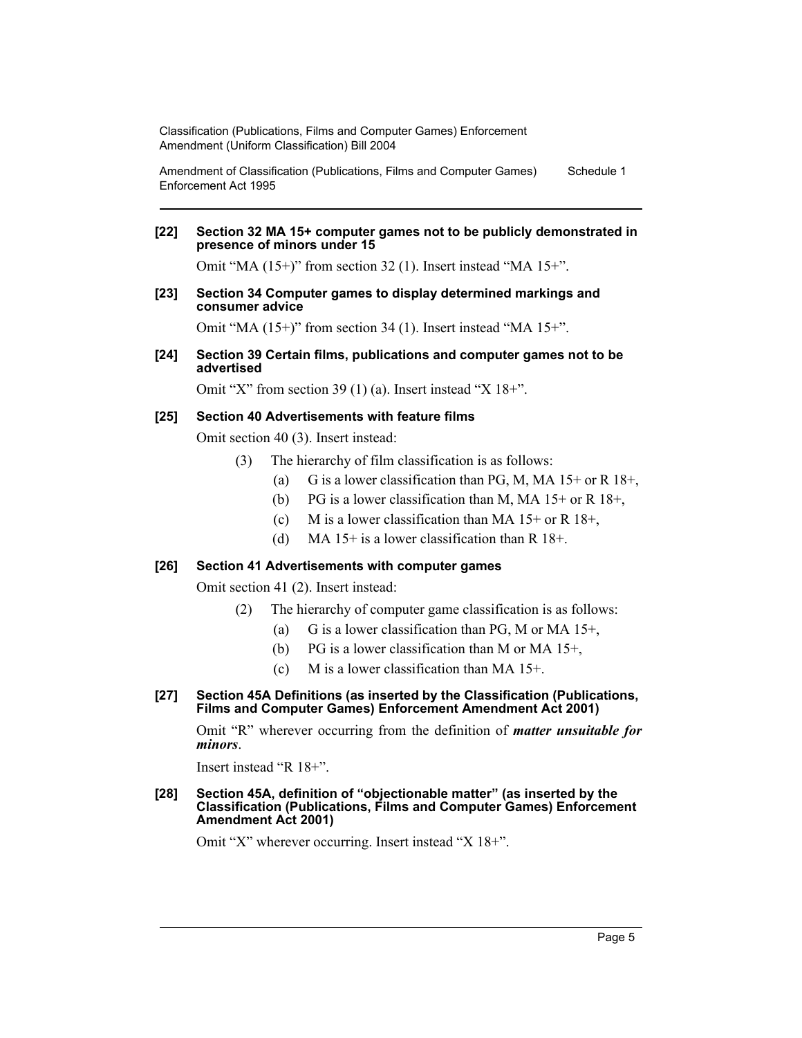**[22] Section 32 MA 15+ computer games not to be publicly demonstrated in presence of minors under 15**

Omit "MA (15+)" from section 32 (1). Insert instead "MA 15+".

**[23] Section 34 Computer games to display determined markings and consumer advice**

Omit "MA (15+)" from section 34 (1). Insert instead "MA 15+".

**[24] Section 39 Certain films, publications and computer games not to be advertised**

Omit "X" from section 39 (1) (a). Insert instead "X 18+".

**[25] Section 40 Advertisements with feature films**

Omit section 40 (3). Insert instead:

(3) The hierarchy of film classification is as follows:

(a) G is a lower classification than PG, M, MA 15+ or R 18+,

(b) PG is a lower classification than M, MA 15+ or R 18+,

(c) M is a lower classification than MA 15+ or R 18+,

(d) MA 15+ is a lower classification than R 18+.

**[26] Section 41 Advertisements with computer games**

Omit section 41 (2). Insert instead:

(2) The hierarchy of computer game classification is as follows:

(a) G is a lower classification than PG, M or MA 15+,

(b) PG is a lower classification than M or MA 15+,

(c) M is a lower classification than MA 15+.

**[27] Section 45A Definitions (as inserted by the Classification (Publications, Films and Computer Games) Enforcement Amendment Act 2001)**

Omit "R" wherever occurring from the definition of ***matter unsuitable for minors***.

Insert instead "R 18+".

**[28] Section 45A, definition of "objectionable matter" (as inserted by the Classification (Publications, Films and Computer Games) Enforcement Amendment Act 2001)**

Omit "X" wherever occurring. Insert instead "X 18+".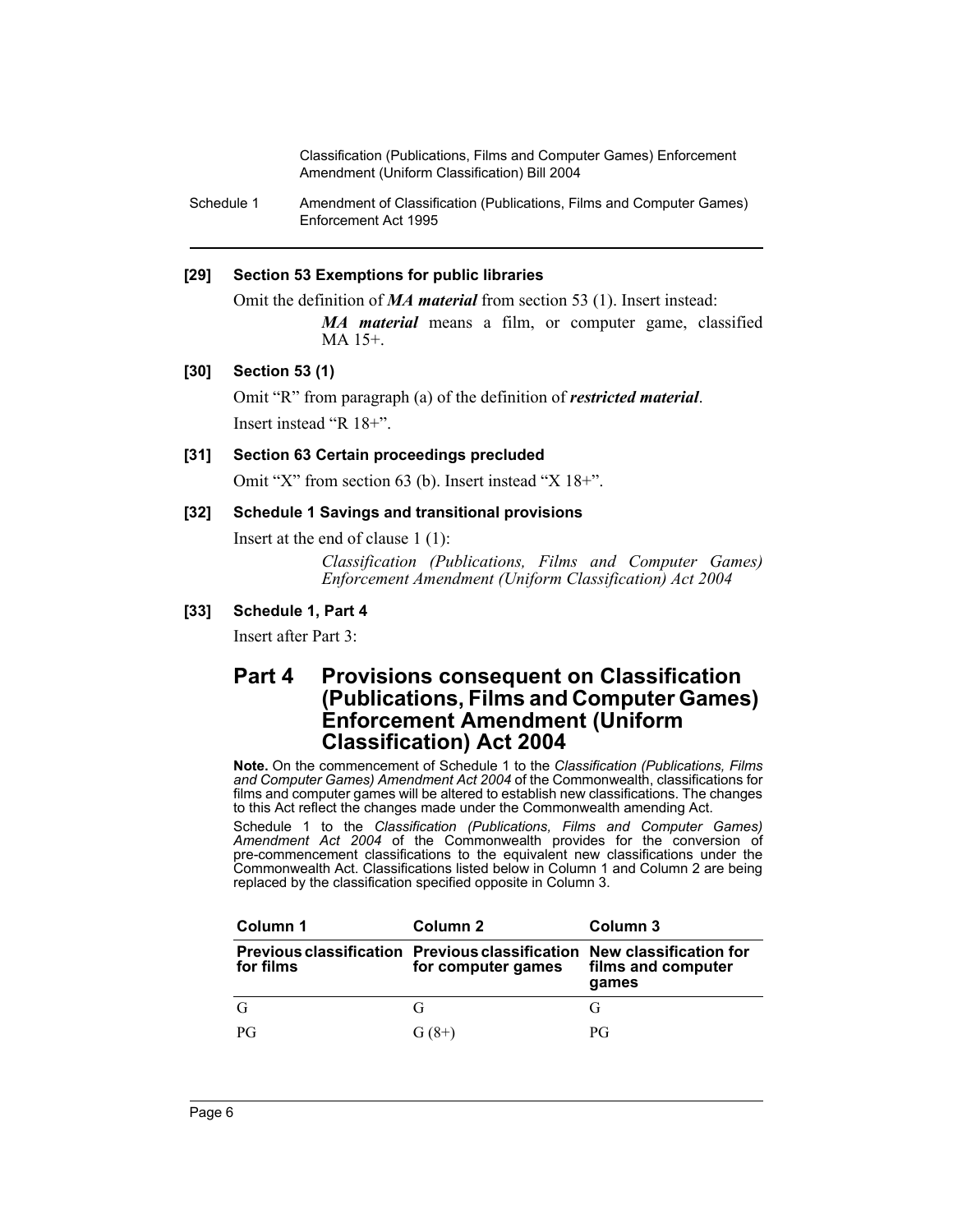**[29] Section 53 Exemptions for public libraries**

Omit the definition of ***MA material*** from section 53 (1). Insert instead:

> ***MA material*** means a film, or computer game, classified MA 15+.

**[30] Section 53 (1)**

Omit "R" from paragraph (a) of the definition of ***restricted material***.

Insert instead "R 18+".

**[31] Section 63 Certain proceedings precluded**

Omit "X" from section 63 (b). Insert instead "X 18+".

**[32] Schedule 1 Savings and transitional provisions**

Insert at the end of clause 1 (1):

> *Classification (Publications, Films and Computer Games) Enforcement Amendment (Uniform Classification) Act 2004*

**[33] Schedule 1, Part 4**

Insert after Part 3:

## Part 4 Provisions consequent on Classification (Publications, Films and Computer Games) Enforcement Amendment (Uniform Classification) Act 2004

**Note.** On the commencement of Schedule 1 to the *Classification (Publications, Films and Computer Games) Amendment Act 2004* of the Commonwealth, classifications for films and computer games will be altered to establish new classifications. The changes to this Act reflect the changes made under the Commonwealth amending Act.

Schedule 1 to the *Classification (Publications, Films and Computer Games) Amendment Act 2004* of the Commonwealth provides for the conversion of pre-commencement classifications to the equivalent new classifications under the Commonwealth Act. Classifications listed below in Column 1 and Column 2 are being replaced by the classification specified opposite in Column 3.

| Column 1 | Column 2 | Column 3 |
|---|---|---|
| **Previous classification for films** | **Previous classification for computer games** | **New classification for films and computer games** |
| G | G | G |
| PG | G (8+) | PG |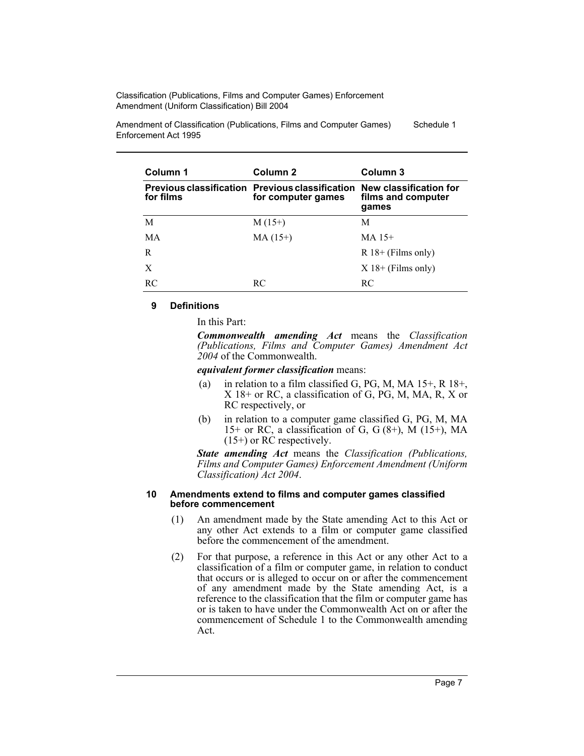| Column 1 | Column 2 | Column 3 |
|---|---|---|
| **Previous classification for films** | **Previous classification for computer games** | **New classification for films and computer games** |
| M | M (15+) | M |
| MA | MA (15+) | MA 15+ |
| R | | R 18+ (Films only) |
| X | | X 18+ (Films only) |
| RC | RC | RC |

### 9 Definitions

In this Part:

***Commonwealth amending Act*** means the *Classification (Publications, Films and Computer Games) Amendment Act 2004* of the Commonwealth.

***equivalent former classification*** means:

(a) in relation to a film classified G, PG, M, MA 15+, R 18+, X 18+ or RC, a classification of G, PG, M, MA, R, X or RC respectively, or

(b) in relation to a computer game classified G, PG, M, MA 15+ or RC, a classification of G, G (8+), M (15+), MA (15+) or RC respectively.

***State amending Act*** means the *Classification (Publications, Films and Computer Games) Enforcement Amendment (Uniform Classification) Act 2004*.

### 10 Amendments extend to films and computer games classified before commencement

(1) An amendment made by the State amending Act to this Act or any other Act extends to a film or computer game classified before the commencement of the amendment.

(2) For that purpose, a reference in this Act or any other Act to a classification of a film or computer game, in relation to conduct that occurs or is alleged to occur on or after the commencement of any amendment made by the State amending Act, is a reference to the classification that the film or computer game has or is taken to have under the Commonwealth Act on or after the commencement of Schedule 1 to the Commonwealth amending Act.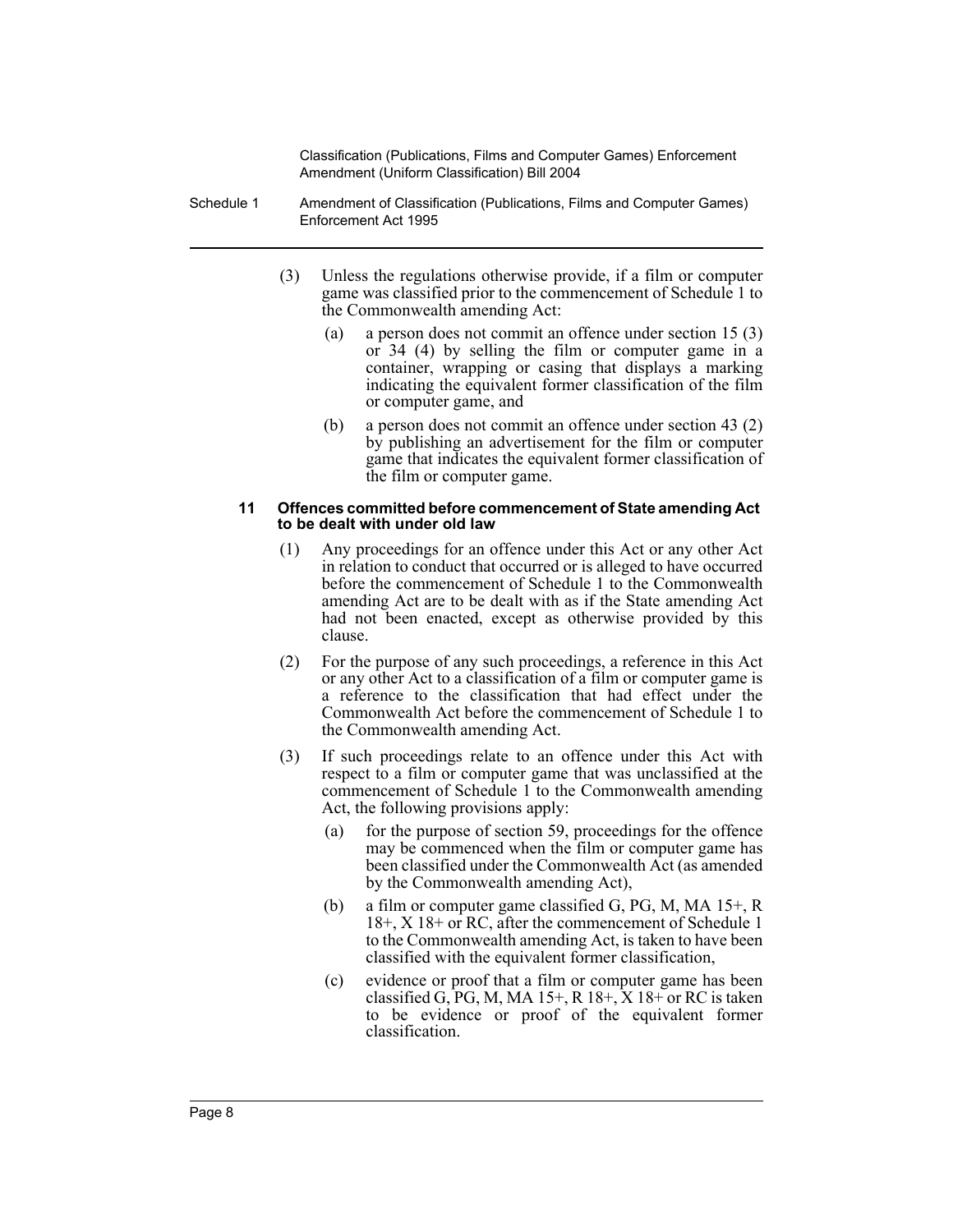(3) Unless the regulations otherwise provide, if a film or computer game was classified prior to the commencement of Schedule 1 to the Commonwealth amending Act:

(a) a person does not commit an offence under section 15 (3) or 34 (4) by selling the film or computer game in a container, wrapping or casing that displays a marking indicating the equivalent former classification of the film or computer game, and

(b) a person does not commit an offence under section 43 (2) by publishing an advertisement for the film or computer game that indicates the equivalent former classification of the film or computer game.

#### 11 Offences committed before commencement of State amending Act to be dealt with under old law

(1) Any proceedings for an offence under this Act or any other Act in relation to conduct that occurred or is alleged to have occurred before the commencement of Schedule 1 to the Commonwealth amending Act are to be dealt with as if the State amending Act had not been enacted, except as otherwise provided by this clause.

(2) For the purpose of any such proceedings, a reference in this Act or any other Act to a classification of a film or computer game is a reference to the classification that had effect under the Commonwealth Act before the commencement of Schedule 1 to the Commonwealth amending Act.

(3) If such proceedings relate to an offence under this Act with respect to a film or computer game that was unclassified at the commencement of Schedule 1 to the Commonwealth amending Act, the following provisions apply:

(a) for the purpose of section 59, proceedings for the offence may be commenced when the film or computer game has been classified under the Commonwealth Act (as amended by the Commonwealth amending Act),

(b) a film or computer game classified G, PG, M, MA 15+, R 18+, X 18+ or RC, after the commencement of Schedule 1 to the Commonwealth amending Act, is taken to have been classified with the equivalent former classification,

(c) evidence or proof that a film or computer game has been classified G, PG, M, MA 15+, R 18+, X 18+ or RC is taken to be evidence or proof of the equivalent former classification.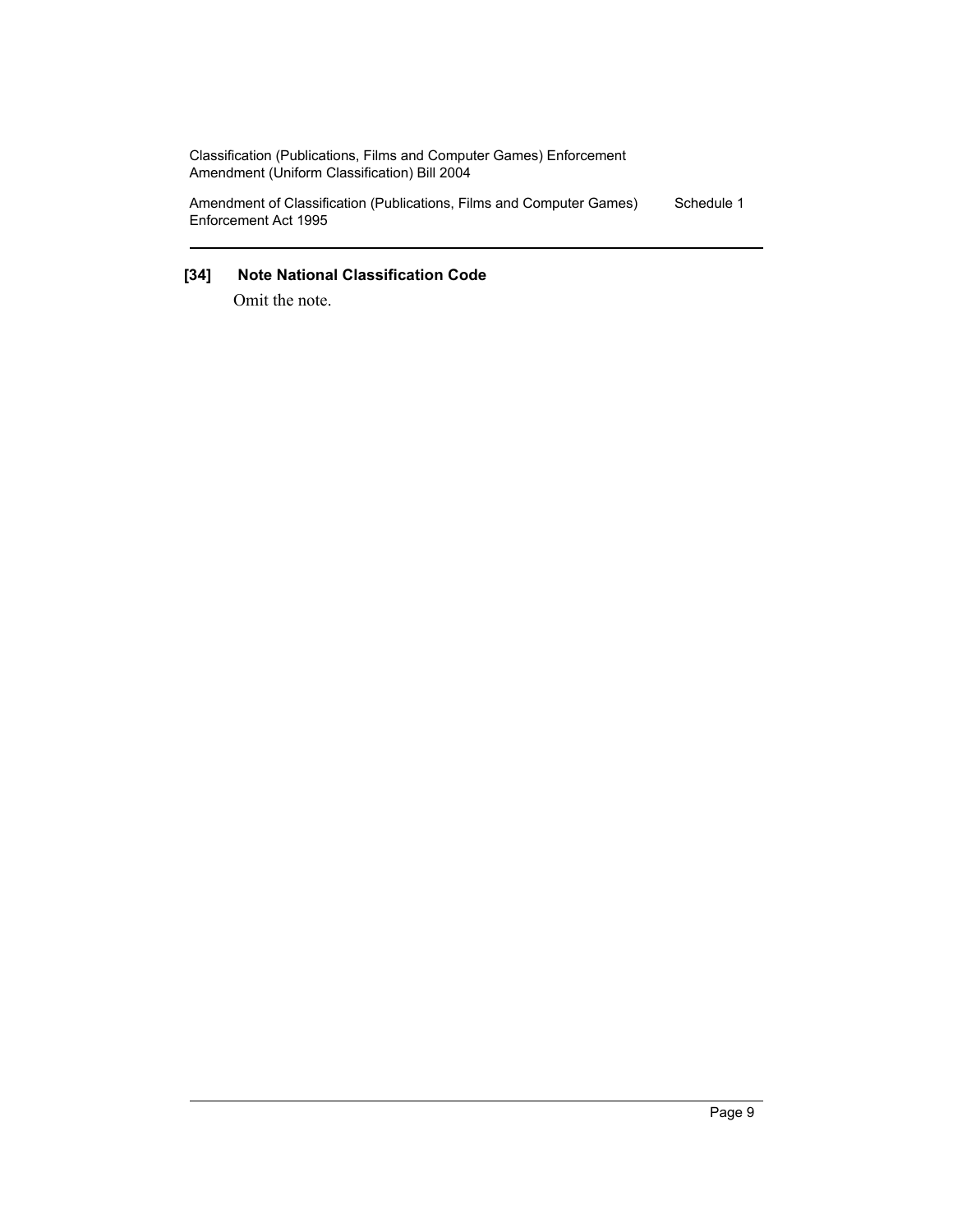**[34] Note National Classification Code**

Omit the note.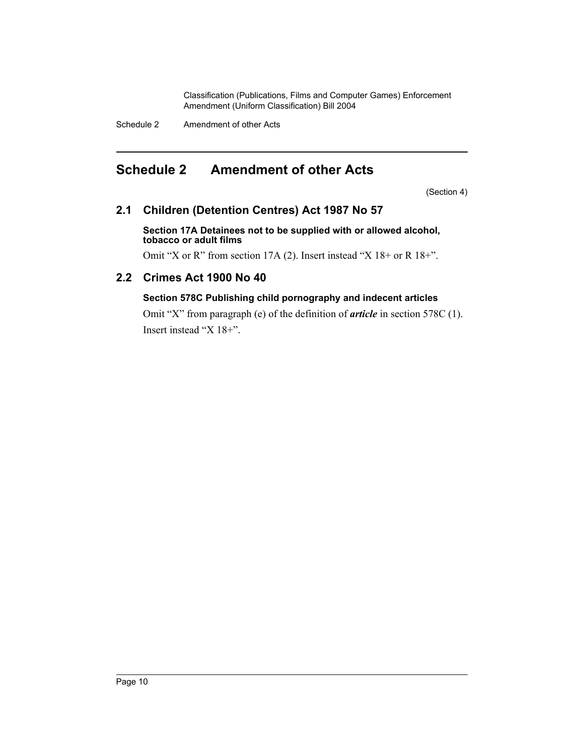# Schedule 2 Amendment of other Acts

(Section 4)

## 2.1 Children (Detention Centres) Act 1987 No 57

**Section 17A Detainees not to be supplied with or allowed alcohol, tobacco or adult films**

Omit "X or R" from section 17A (2). Insert instead "X 18+ or R 18+".

## 2.2 Crimes Act 1900 No 40

**Section 578C Publishing child pornography and indecent articles**

Omit "X" from paragraph (e) of the definition of ***article*** in section 578C (1). Insert instead "X 18+".